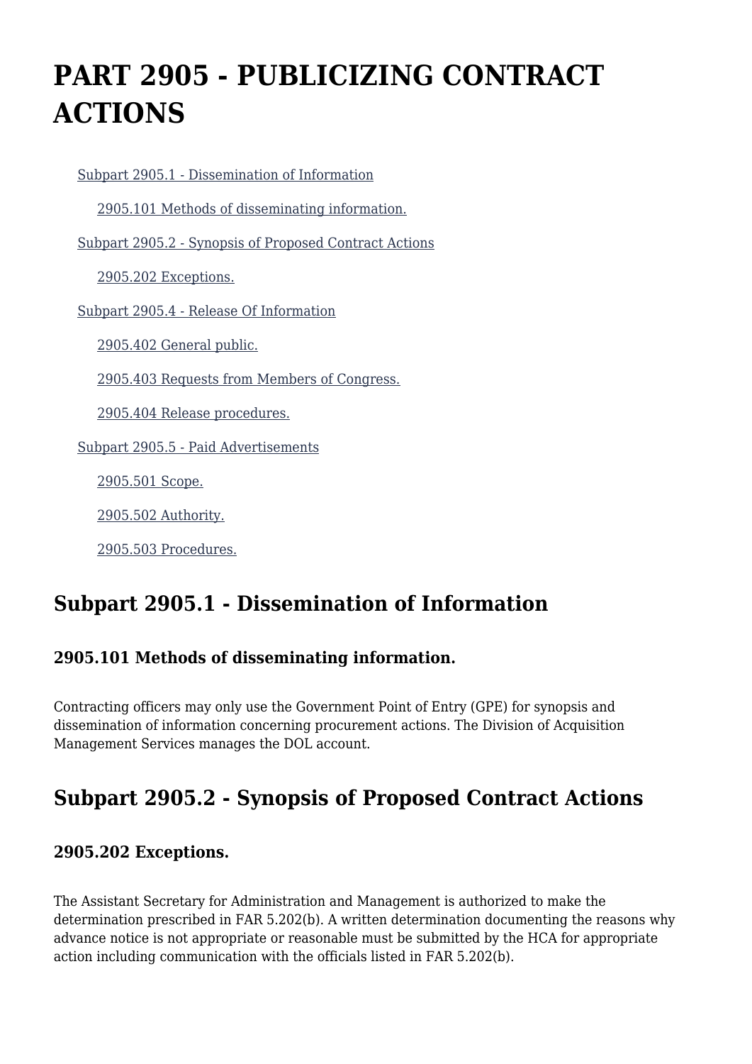# PART 2905 - PUBLICIZING CONTRACT ACTIONS

- Subpart 2905.1 - Dissemination of Information
  - 2905.101 Methods of disseminating information.
- Subpart 2905.2 - Synopsis of Proposed Contract Actions
  - 2905.202 Exceptions.
- Subpart 2905.4 - Release Of Information
  - 2905.402 General public.
  - 2905.403 Requests from Members of Congress.
  - 2905.404 Release procedures.
- Subpart 2905.5 - Paid Advertisements
  - 2905.501 Scope.
  - 2905.502 Authority.
  - 2905.503 Procedures.

## Subpart 2905.1 - Dissemination of Information

### 2905.101 Methods of disseminating information.

Contracting officers may only use the Government Point of Entry (GPE) for synopsis and dissemination of information concerning procurement actions. The Division of Acquisition Management Services manages the DOL account.

## Subpart 2905.2 - Synopsis of Proposed Contract Actions

### 2905.202 Exceptions.

The Assistant Secretary for Administration and Management is authorized to make the determination prescribed in FAR 5.202(b). A written determination documenting the reasons why advance notice is not appropriate or reasonable must be submitted by the HCA for appropriate action including communication with the officials listed in FAR 5.202(b).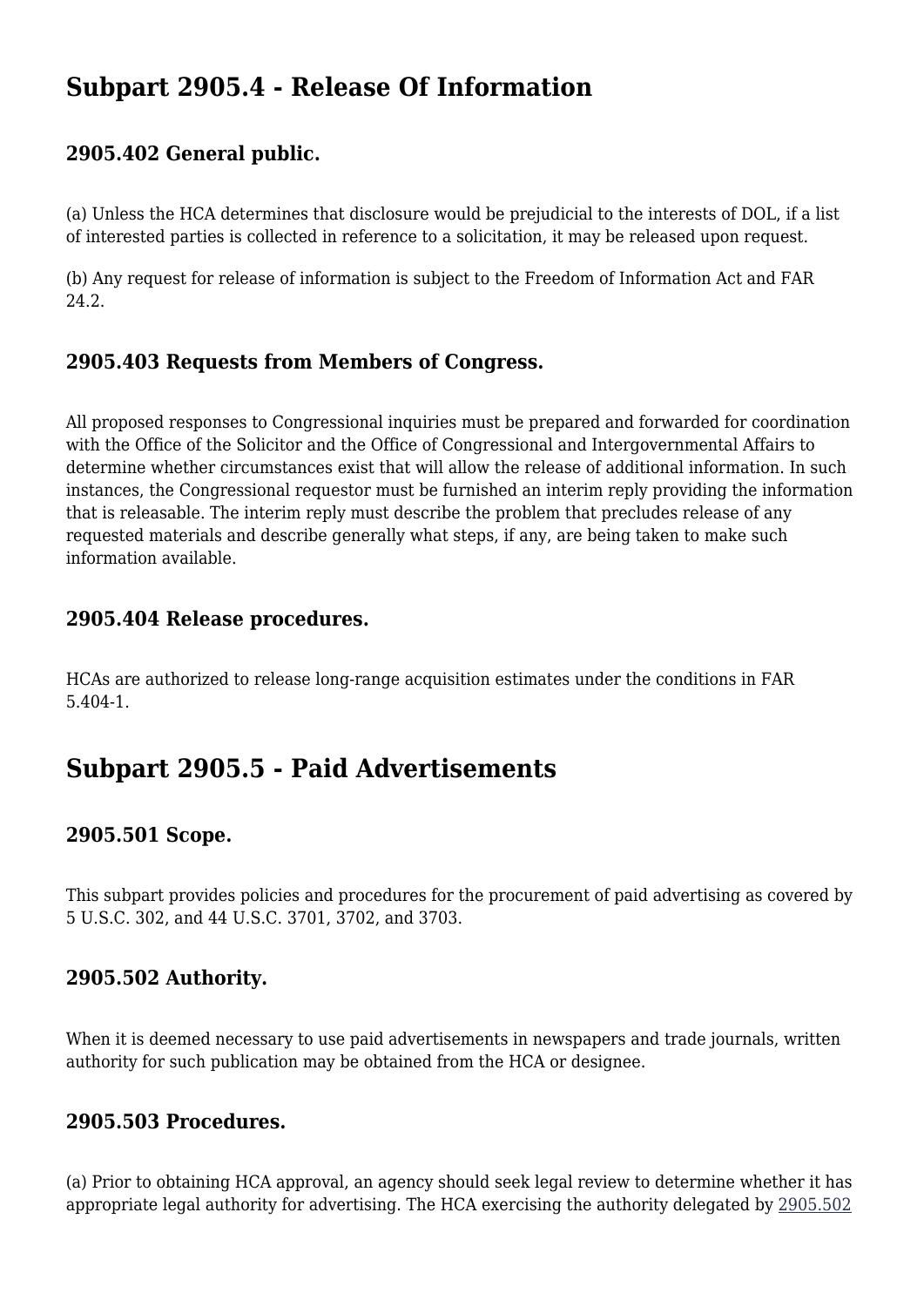## Subpart 2905.4 - Release Of Information

### 2905.402 General public.

(a) Unless the HCA determines that disclosure would be prejudicial to the interests of DOL, if a list of interested parties is collected in reference to a solicitation, it may be released upon request.

(b) Any request for release of information is subject to the Freedom of Information Act and FAR 24.2.

### 2905.403 Requests from Members of Congress.

All proposed responses to Congressional inquiries must be prepared and forwarded for coordination with the Office of the Solicitor and the Office of Congressional and Intergovernmental Affairs to determine whether circumstances exist that will allow the release of additional information. In such instances, the Congressional requestor must be furnished an interim reply providing the information that is releasable. The interim reply must describe the problem that precludes release of any requested materials and describe generally what steps, if any, are being taken to make such information available.

### 2905.404 Release procedures.

HCAs are authorized to release long-range acquisition estimates under the conditions in FAR 5.404-1.

## Subpart 2905.5 - Paid Advertisements

### 2905.501 Scope.

This subpart provides policies and procedures for the procurement of paid advertising as covered by 5 U.S.C. 302, and 44 U.S.C. 3701, 3702, and 3703.

### 2905.502 Authority.

When it is deemed necessary to use paid advertisements in newspapers and trade journals, written authority for such publication may be obtained from the HCA or designee.

### 2905.503 Procedures.

(a) Prior to obtaining HCA approval, an agency should seek legal review to determine whether it has appropriate legal authority for advertising. The HCA exercising the authority delegated by 2905.502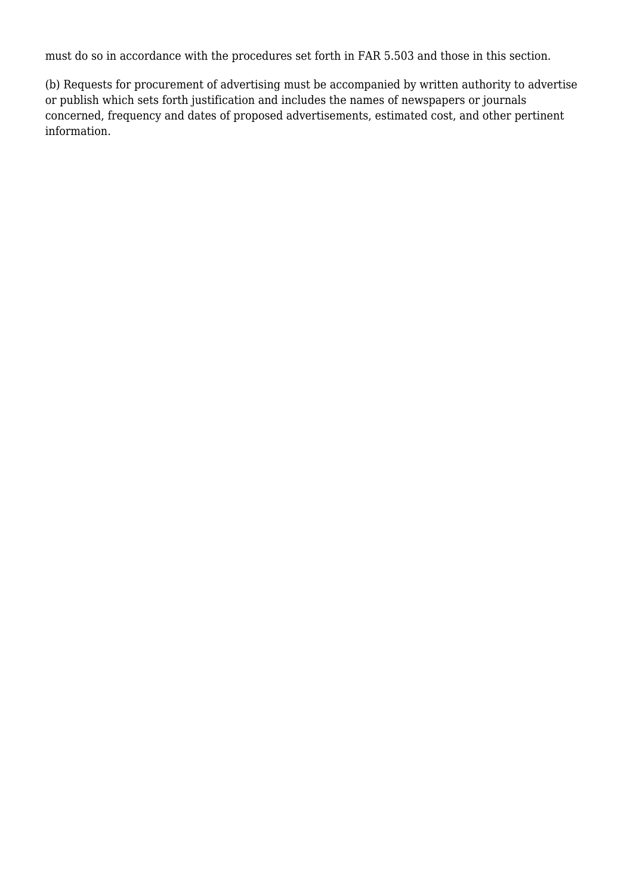must do so in accordance with the procedures set forth in FAR 5.503 and those in this section.

(b) Requests for procurement of advertising must be accompanied by written authority to advertise or publish which sets forth justification and includes the names of newspapers or journals concerned, frequency and dates of proposed advertisements, estimated cost, and other pertinent information.